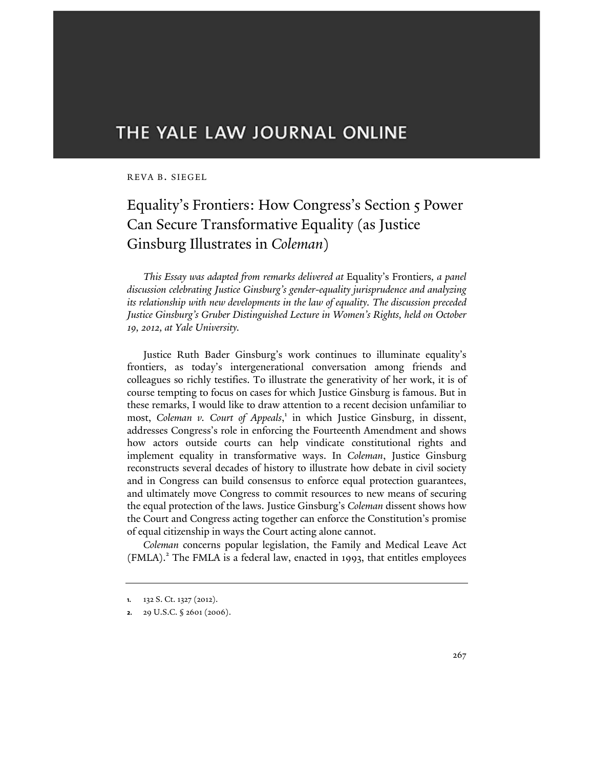THE YALE LAW JOURNAL ONLINE

REVA B. SIEGEL

# Equality's Frontiers: How Congress's Section 5 Power Can Secure Transformative Equality (as Justice Ginsburg Illustrates in *Coleman*)

*This Essay was adapted from remarks delivered at* Equality's Frontiers, *a panel discussion celebrating Justice Ginsburg's gender-equality jurisprudence and analyzing its relationship with new developments in the law of equality. The discussion preceded Justice Ginsburg's Gruber Distinguished Lecture in Women's Rights, held on October 19, 2012, at Yale University.*

Justice Ruth Bader Ginsburg's work continues to illuminate equality's frontiers, as today's intergenerational conversation among friends and colleagues so richly testifies. To illustrate the generativity of her work, it is of course tempting to focus on cases for which Justice Ginsburg is famous. But in these remarks, I would like to draw attention to a recent decision unfamiliar to most, *Coleman v. Court of Appeals*,[1] in which Justice Ginsburg, in dissent, addresses Congress's role in enforcing the Fourteenth Amendment and shows how actors outside courts can help vindicate constitutional rights and implement equality in transformative ways. In *Coleman*, Justice Ginsburg reconstructs several decades of history to illustrate how debate in civil society and in Congress can build consensus to enforce equal protection guarantees, and ultimately move Congress to commit resources to new means of securing the equal protection of the laws. Justice Ginsburg's *Coleman* dissent shows how the Court and Congress acting together can enforce the Constitution's promise of equal citizenship in ways the Court acting alone cannot.

*Coleman* concerns popular legislation, the Family and Medical Leave Act (FMLA).[2] The FMLA is a federal law, enacted in 1993, that entitles employees

1. 132 S. Ct. 1327 (2012).

2. 29 U.S.C. § 2601 (2006).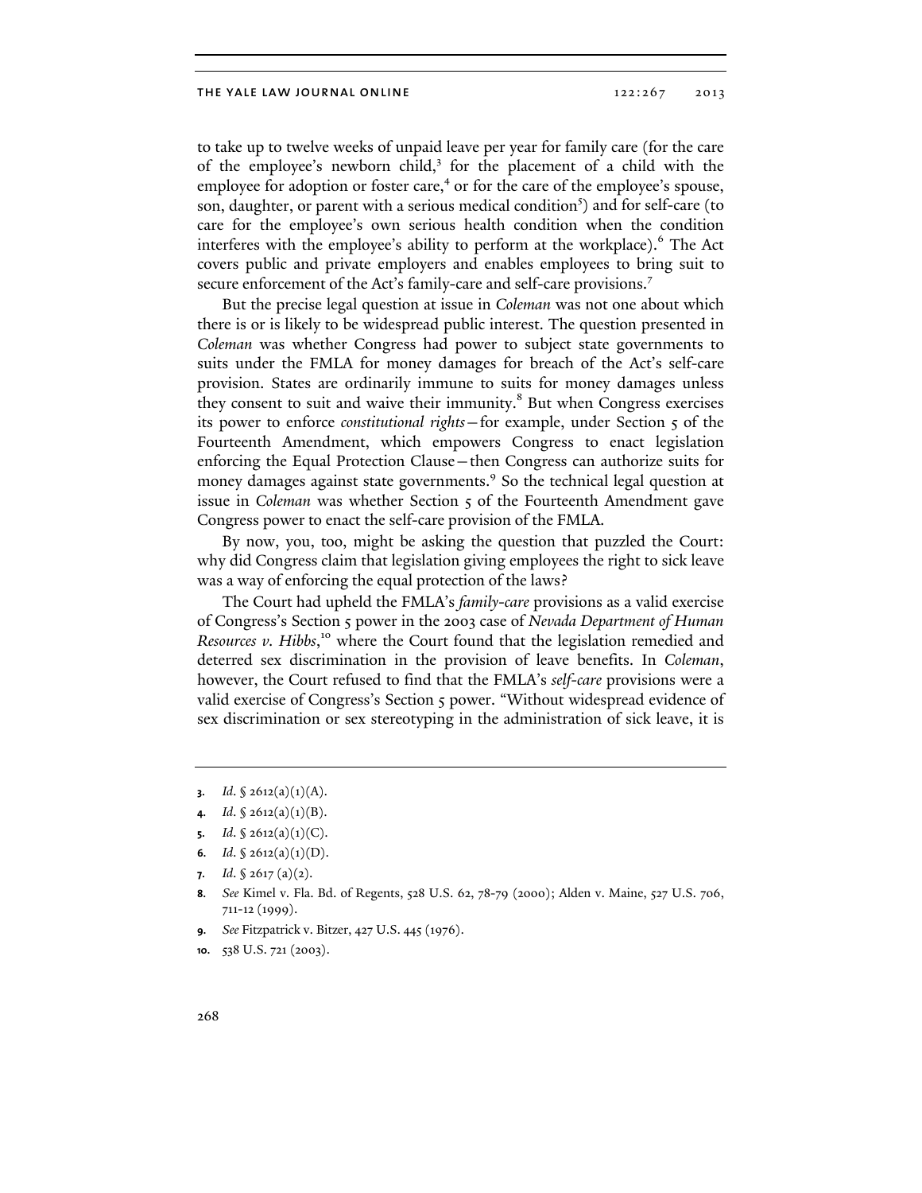to take up to twelve weeks of unpaid leave per year for family care (for the care of the employee's newborn child,[3] for the placement of a child with the employee for adoption or foster care,[4] or for the care of the employee's spouse, son, daughter, or parent with a serious medical condition[5]) and for self-care (to care for the employee's own serious health condition when the condition interferes with the employee's ability to perform at the workplace).[6] The Act covers public and private employers and enables employees to bring suit to secure enforcement of the Act's family-care and self-care provisions.[7]

But the precise legal question at issue in *Coleman* was not one about which there is or is likely to be widespread public interest. The question presented in *Coleman* was whether Congress had power to subject state governments to suits under the FMLA for money damages for breach of the Act's self-care provision. States are ordinarily immune to suits for money damages unless they consent to suit and waive their immunity.[8] But when Congress exercises its power to enforce *constitutional rights*—for example, under Section 5 of the Fourteenth Amendment, which empowers Congress to enact legislation enforcing the Equal Protection Clause—then Congress can authorize suits for money damages against state governments.[9] So the technical legal question at issue in *Coleman* was whether Section 5 of the Fourteenth Amendment gave Congress power to enact the self-care provision of the FMLA.

By now, you, too, might be asking the question that puzzled the Court: why did Congress claim that legislation giving employees the right to sick leave was a way of enforcing the equal protection of the laws?

The Court had upheld the FMLA's *family-care* provisions as a valid exercise of Congress's Section 5 power in the 2003 case of *Nevada Department of Human Resources v. Hibbs*,[10] where the Court found that the legislation remedied and deterred sex discrimination in the provision of leave benefits. In *Coleman*, however, the Court refused to find that the FMLA's *self-care* provisions were a valid exercise of Congress's Section 5 power. "Without widespread evidence of sex discrimination or sex stereotyping in the administration of sick leave, it is

---

3. *Id.* § 2612(a)(1)(A).
4. *Id.* § 2612(a)(1)(B).
5. *Id.* § 2612(a)(1)(C).
6. *Id.* § 2612(a)(1)(D).
7. *Id.* § 2617 (a)(2).
8. *See* Kimel v. Fla. Bd. of Regents, 528 U.S. 62, 78-79 (2000); Alden v. Maine, 527 U.S. 706, 711-12 (1999).
9. *See* Fitzpatrick v. Bitzer, 427 U.S. 445 (1976).
10. 538 U.S. 721 (2003).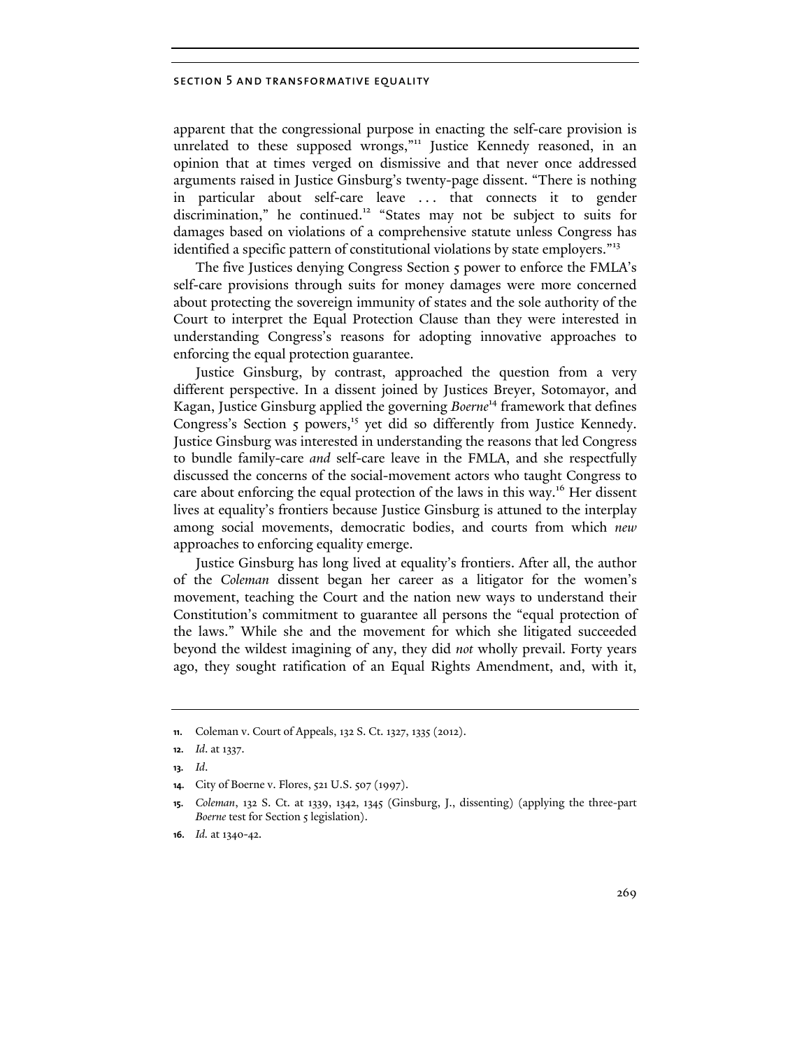apparent that the congressional purpose in enacting the self-care provision is unrelated to these supposed wrongs,"[11] Justice Kennedy reasoned, in an opinion that at times verged on dismissive and that never once addressed arguments raised in Justice Ginsburg's twenty-page dissent. "There is nothing in particular about self-care leave . . . that connects it to gender discrimination," he continued.[12] "States may not be subject to suits for damages based on violations of a comprehensive statute unless Congress has identified a specific pattern of constitutional violations by state employers."[13]

The five Justices denying Congress Section 5 power to enforce the FMLA's self-care provisions through suits for money damages were more concerned about protecting the sovereign immunity of states and the sole authority of the Court to interpret the Equal Protection Clause than they were interested in understanding Congress's reasons for adopting innovative approaches to enforcing the equal protection guarantee.

Justice Ginsburg, by contrast, approached the question from a very different perspective. In a dissent joined by Justices Breyer, Sotomayor, and Kagan, Justice Ginsburg applied the governing *Boerne*[14] framework that defines Congress's Section 5 powers,[15] yet did so differently from Justice Kennedy. Justice Ginsburg was interested in understanding the reasons that led Congress to bundle family-care *and* self-care leave in the FMLA, and she respectfully discussed the concerns of the social-movement actors who taught Congress to care about enforcing the equal protection of the laws in this way.[16] Her dissent lives at equality's frontiers because Justice Ginsburg is attuned to the interplay among social movements, democratic bodies, and courts from which *new* approaches to enforcing equality emerge.

Justice Ginsburg has long lived at equality's frontiers. After all, the author of the *Coleman* dissent began her career as a litigator for the women's movement, teaching the Court and the nation new ways to understand their Constitution's commitment to guarantee all persons the "equal protection of the laws." While she and the movement for which she litigated succeeded beyond the wildest imagining of any, they did *not* wholly prevail. Forty years ago, they sought ratification of an Equal Rights Amendment, and, with it,

---

11. Coleman v. Court of Appeals, 132 S. Ct. 1327, 1335 (2012).

12. *Id*. at 1337.

13. *Id*.

14. City of Boerne v. Flores, 521 U.S. 507 (1997).

15. *Coleman*, 132 S. Ct. at 1339, 1342, 1345 (Ginsburg, J., dissenting) (applying the three-part *Boerne* test for Section 5 legislation).

16. *Id.* at 1340-42.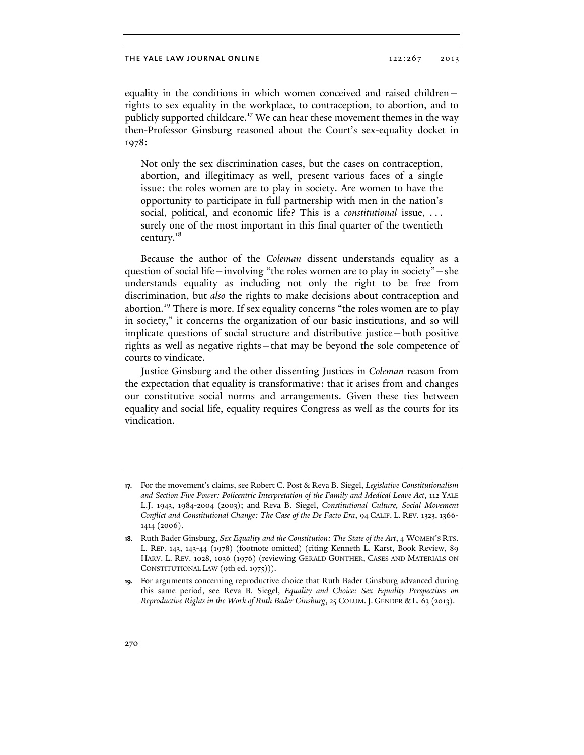equality in the conditions in which women conceived and raised children—rights to sex equality in the workplace, to contraception, to abortion, and to publicly supported childcare.[17] We can hear these movement themes in the way then-Professor Ginsburg reasoned about the Court's sex-equality docket in 1978:

> Not only the sex discrimination cases, but the cases on contraception, abortion, and illegitimacy as well, present various faces of a single issue: the roles women are to play in society. Are women to have the opportunity to participate in full partnership with men in the nation's social, political, and economic life? This is a *constitutional* issue, . . . surely one of the most important in this final quarter of the twentieth century.[18]

Because the author of the *Coleman* dissent understands equality as a question of social life—involving "the roles women are to play in society"—she understands equality as including not only the right to be free from discrimination, but *also* the rights to make decisions about contraception and abortion.[19] There is more. If sex equality concerns "the roles women are to play in society," it concerns the organization of our basic institutions, and so will implicate questions of social structure and distributive justice—both positive rights as well as negative rights—that may be beyond the sole competence of courts to vindicate.

Justice Ginsburg and the other dissenting Justices in *Coleman* reason from the expectation that equality is transformative: that it arises from and changes our constitutive social norms and arrangements. Given these ties between equality and social life, equality requires Congress as well as the courts for its vindication.

---

17. For the movement's claims, see Robert C. Post & Reva B. Siegel, *Legislative Constitutionalism and Section Five Power: Policentric Interpretation of the Family and Medical Leave Act*, 112 YALE L.J. 1943, 1984-2004 (2003); and Reva B. Siegel, *Constitutional Culture, Social Movement Conflict and Constitutional Change: The Case of the De Facto Era*, 94 CALIF. L. REV. 1323, 1366-1414 (2006).

18. Ruth Bader Ginsburg, *Sex Equality and the Constitution: The State of the Art*, 4 WOMEN'S RTS. L. REP. 143, 143-44 (1978) (footnote omitted) (citing Kenneth L. Karst, Book Review, 89 HARV. L. REV. 1028, 1036 (1976) (reviewing GERALD GUNTHER, CASES AND MATERIALS ON CONSTITUTIONAL LAW (9th ed. 1975))).

19. For arguments concerning reproductive choice that Ruth Bader Ginsburg advanced during this same period, see Reva B. Siegel, *Equality and Choice: Sex Equality Perspectives on Reproductive Rights in the Work of Ruth Bader Ginsburg*, 25 COLUM. J. GENDER & L. 63 (2013).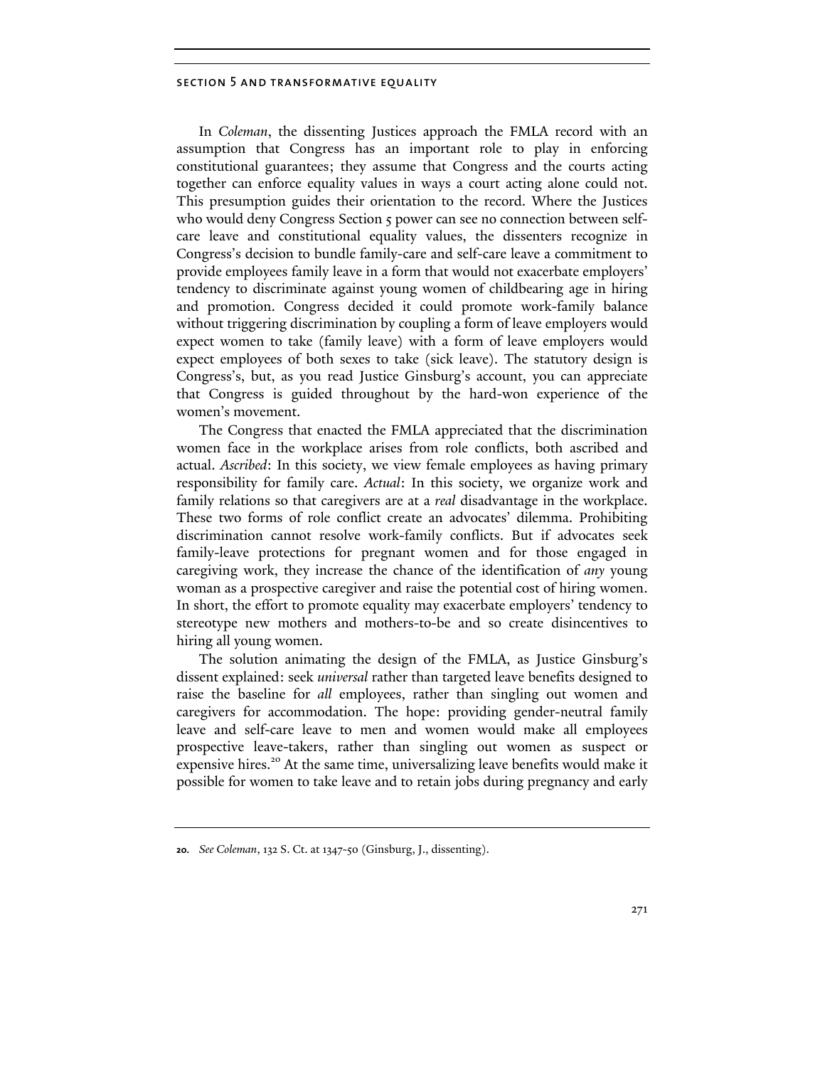In *Coleman*, the dissenting Justices approach the FMLA record with an assumption that Congress has an important role to play in enforcing constitutional guarantees; they assume that Congress and the courts acting together can enforce equality values in ways a court acting alone could not. This presumption guides their orientation to the record. Where the Justices who would deny Congress Section 5 power can see no connection between self-care leave and constitutional equality values, the dissenters recognize in Congress's decision to bundle family-care and self-care leave a commitment to provide employees family leave in a form that would not exacerbate employers' tendency to discriminate against young women of childbearing age in hiring and promotion. Congress decided it could promote work-family balance without triggering discrimination by coupling a form of leave employers would expect women to take (family leave) with a form of leave employers would expect employees of both sexes to take (sick leave). The statutory design is Congress's, but, as you read Justice Ginsburg's account, you can appreciate that Congress is guided throughout by the hard-won experience of the women's movement.

The Congress that enacted the FMLA appreciated that the discrimination women face in the workplace arises from role conflicts, both ascribed and actual. *Ascribed*: In this society, we view female employees as having primary responsibility for family care. *Actual*: In this society, we organize work and family relations so that caregivers are at a *real* disadvantage in the workplace. These two forms of role conflict create an advocates' dilemma. Prohibiting discrimination cannot resolve work-family conflicts. But if advocates seek family-leave protections for pregnant women and for those engaged in caregiving work, they increase the chance of the identification of *any* young woman as a prospective caregiver and raise the potential cost of hiring women. In short, the effort to promote equality may exacerbate employers' tendency to stereotype new mothers and mothers-to-be and so create disincentives to hiring all young women.

The solution animating the design of the FMLA, as Justice Ginsburg's dissent explained: seek *universal* rather than targeted leave benefits designed to raise the baseline for *all* employees, rather than singling out women and caregivers for accommodation. The hope: providing gender-neutral family leave and self-care leave to men and women would make all employees prospective leave-takers, rather than singling out women as suspect or expensive hires.[20] At the same time, universalizing leave benefits would make it possible for women to take leave and to retain jobs during pregnancy and early

**20.** *See Coleman*, 132 S. Ct. at 1347-50 (Ginsburg, J., dissenting).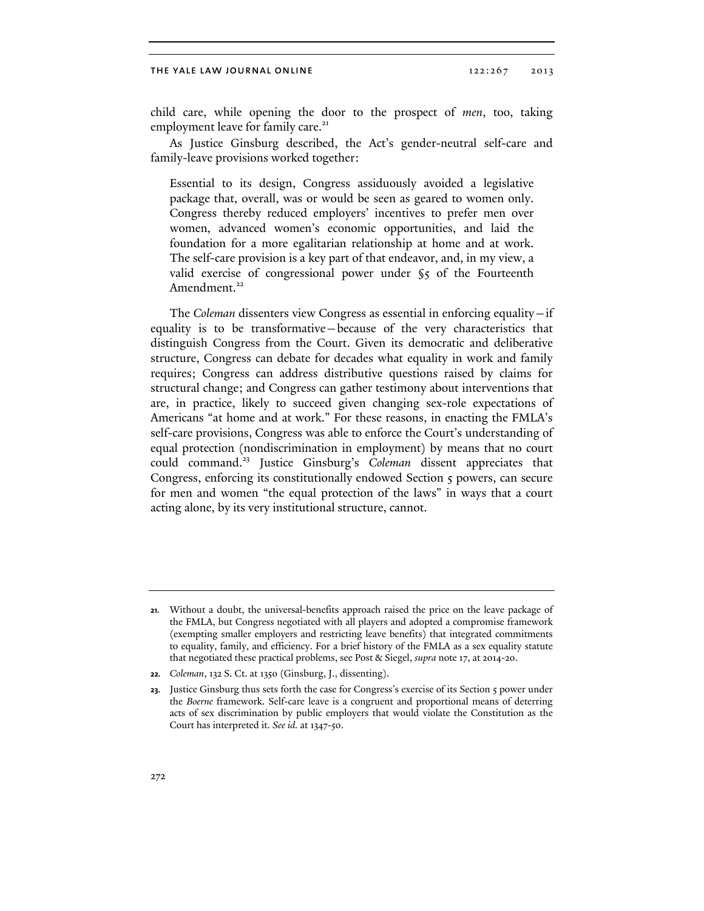child care, while opening the door to the prospect of *men*, too, taking employment leave for family care.[21]

As Justice Ginsburg described, the Act's gender-neutral self-care and family-leave provisions worked together:

> Essential to its design, Congress assiduously avoided a legislative package that, overall, was or would be seen as geared to women only. Congress thereby reduced employers' incentives to prefer men over women, advanced women's economic opportunities, and laid the foundation for a more egalitarian relationship at home and at work. The self-care provision is a key part of that endeavor, and, in my view, a valid exercise of congressional power under §5 of the Fourteenth Amendment.[22]

The *Coleman* dissenters view Congress as essential in enforcing equality—if equality is to be transformative—because of the very characteristics that distinguish Congress from the Court. Given its democratic and deliberative structure, Congress can debate for decades what equality in work and family requires; Congress can address distributive questions raised by claims for structural change; and Congress can gather testimony about interventions that are, in practice, likely to succeed given changing sex-role expectations of Americans "at home and at work." For these reasons, in enacting the FMLA's self-care provisions, Congress was able to enforce the Court's understanding of equal protection (nondiscrimination in employment) by means that no court could command.[23] Justice Ginsburg's *Coleman* dissent appreciates that Congress, enforcing its constitutionally endowed Section 5 powers, can secure for men and women "the equal protection of the laws" in ways that a court acting alone, by its very institutional structure, cannot.

---

21. Without a doubt, the universal-benefits approach raised the price on the leave package of the FMLA, but Congress negotiated with all players and adopted a compromise framework (exempting smaller employers and restricting leave benefits) that integrated commitments to equality, family, and efficiency. For a brief history of the FMLA as a sex equality statute that negotiated these practical problems, see Post & Siegel, *supra* note 17, at 2014-20.

22. *Coleman*, 132 S. Ct. at 1350 (Ginsburg, J., dissenting).

23. Justice Ginsburg thus sets forth the case for Congress's exercise of its Section 5 power under the *Boerne* framework. Self-care leave is a congruent and proportional means of deterring acts of sex discrimination by public employers that would violate the Constitution as the Court has interpreted it. *See id.* at 1347-50.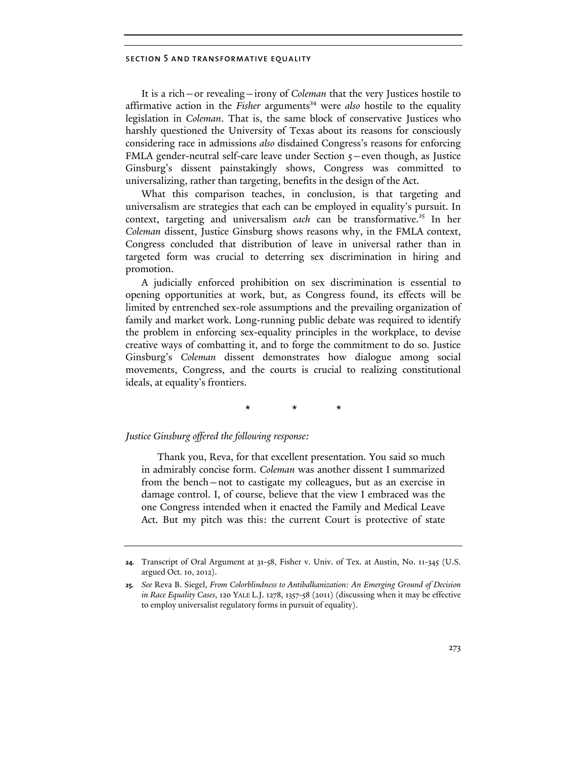It is a rich—or revealing—irony of *Coleman* that the very Justices hostile to affirmative action in the *Fisher* arguments[24] were *also* hostile to the equality legislation in *Coleman*. That is, the same block of conservative Justices who harshly questioned the University of Texas about its reasons for consciously considering race in admissions *also* disdained Congress's reasons for enforcing FMLA gender-neutral self-care leave under Section 5—even though, as Justice Ginsburg's dissent painstakingly shows, Congress was committed to universalizing, rather than targeting, benefits in the design of the Act.

What this comparison teaches, in conclusion, is that targeting and universalism are strategies that each can be employed in equality's pursuit. In context, targeting and universalism *each* can be transformative.[25] In her *Coleman* dissent, Justice Ginsburg shows reasons why, in the FMLA context, Congress concluded that distribution of leave in universal rather than in targeted form was crucial to deterring sex discrimination in hiring and promotion.

A judicially enforced prohibition on sex discrimination is essential to opening opportunities at work, but, as Congress found, its effects will be limited by entrenched sex-role assumptions and the prevailing organization of family and market work. Long-running public debate was required to identify the problem in enforcing sex-equality principles in the workplace, to devise creative ways of combatting it, and to forge the commitment to do so. Justice Ginsburg's *Coleman* dissent demonstrates how dialogue among social movements, Congress, and the courts is crucial to realizing constitutional ideals, at equality's frontiers.

\* \* \*

*Justice Ginsburg offered the following response:*

> Thank you, Reva, for that excellent presentation. You said so much in admirably concise form. *Coleman* was another dissent I summarized from the bench—not to castigate my colleagues, but as an exercise in damage control. I, of course, believe that the view I embraced was the one Congress intended when it enacted the Family and Medical Leave Act. But my pitch was this: the current Court is protective of state

---

**24.** Transcript of Oral Argument at 31-58, Fisher v. Univ. of Tex. at Austin, No. 11-345 (U.S. argued Oct. 10, 2012).

**25.** *See* Reva B. Siegel, *From Colorblindness to Antibalkanization: An Emerging Ground of Decision in Race Equality Cases*, 120 YALE L.J. 1278, 1357-58 (2011) (discussing when it may be effective to employ universalist regulatory forms in pursuit of equality).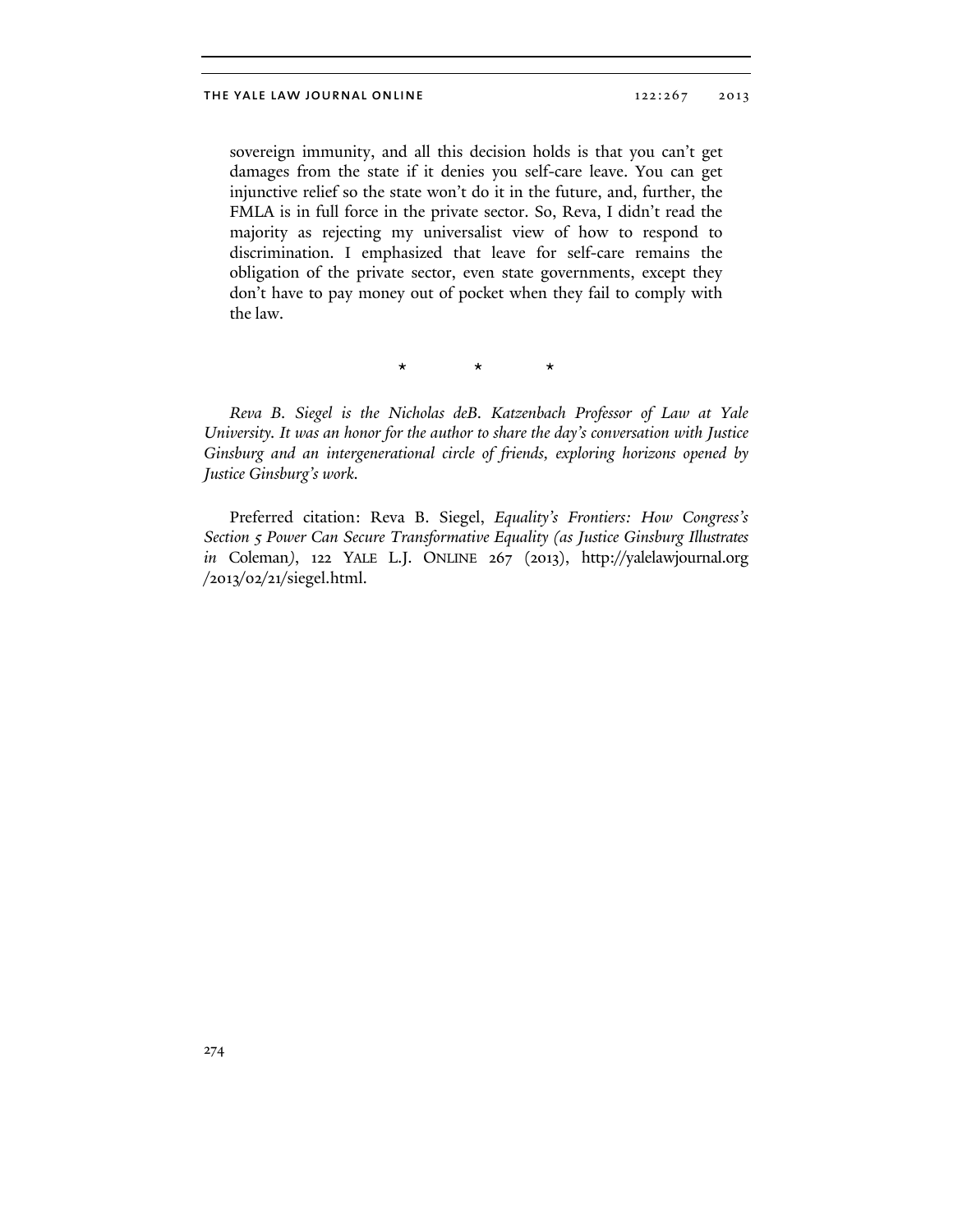> sovereign immunity, and all this decision holds is that you can't get damages from the state if it denies you self-care leave. You can get injunctive relief so the state won't do it in the future, and, further, the FMLA is in full force in the private sector. So, Reva, I didn't read the majority as rejecting my universalist view of how to respond to discrimination. I emphasized that leave for self-care remains the obligation of the private sector, even state governments, except they don't have to pay money out of pocket when they fail to comply with the law.

\* \* \*

*Reva B. Siegel is the Nicholas deB. Katzenbach Professor of Law at Yale University. It was an honor for the author to share the day's conversation with Justice Ginsburg and an intergenerational circle of friends, exploring horizons opened by Justice Ginsburg's work.*

Preferred citation: Reva B. Siegel, *Equality's Frontiers: How Congress's Section 5 Power Can Secure Transformative Equality (as Justice Ginsburg Illustrates in* Coleman*)*, 122 YALE L.J. ONLINE 267 (2013), http://yalelawjournal.org/2013/02/21/siegel.html.